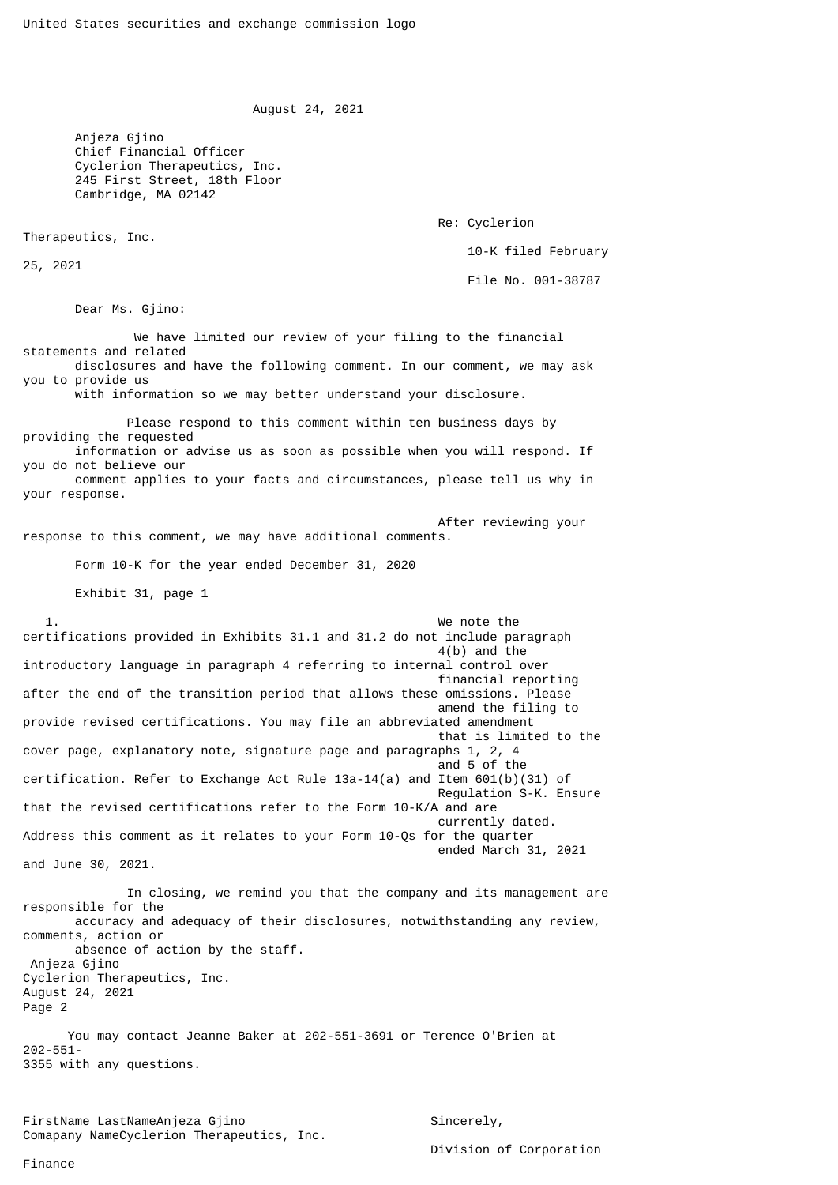United States securities and exchange commission logo

August 24, 2021

Anjeza Gjino
Chief Financial Officer
Cyclerion Therapeutics, Inc.
245 First Street, 18th Floor
Cambridge, MA 02142

Re: Cyclerion Therapeutics, Inc.
10-K filed February 25, 2021
File No. 001-38787

Dear Ms. Gjino:

We have limited our review of your filing to the financial statements and related disclosures and have the following comment. In our comment, we may ask you to provide us with information so we may better understand your disclosure.

Please respond to this comment within ten business days by providing the requested information or advise us as soon as possible when you will respond. If you do not believe our comment applies to your facts and circumstances, please tell us why in your response.

After reviewing your response to this comment, we may have additional comments.

Form 10-K for the year ended December 31, 2020

Exhibit 31, page 1

1. We note the certifications provided in Exhibits 31.1 and 31.2 do not include paragraph 4(b) and the introductory language in paragraph 4 referring to internal control over financial reporting after the end of the transition period that allows these omissions. Please amend the filing to provide revised certifications. You may file an abbreviated amendment that is limited to the cover page, explanatory note, signature page and paragraphs 1, 2, 4 and 5 of the certification. Refer to Exchange Act Rule 13a-14(a) and Item 601(b)(31) of Regulation S-K. Ensure that the revised certifications refer to the Form 10-K/A and are currently dated. Address this comment as it relates to your Form 10-Qs for the quarter ended March 31, 2021 and June 30, 2021.

In closing, we remind you that the company and its management are responsible for the accuracy and adequacy of their disclosures, notwithstanding any review, comments, action or absence of action by the staff.

You may contact Jeanne Baker at 202-551-3691 or Terence O'Brien at 202-551-3355 with any questions.

Sincerely,

Division of Corporation Finance